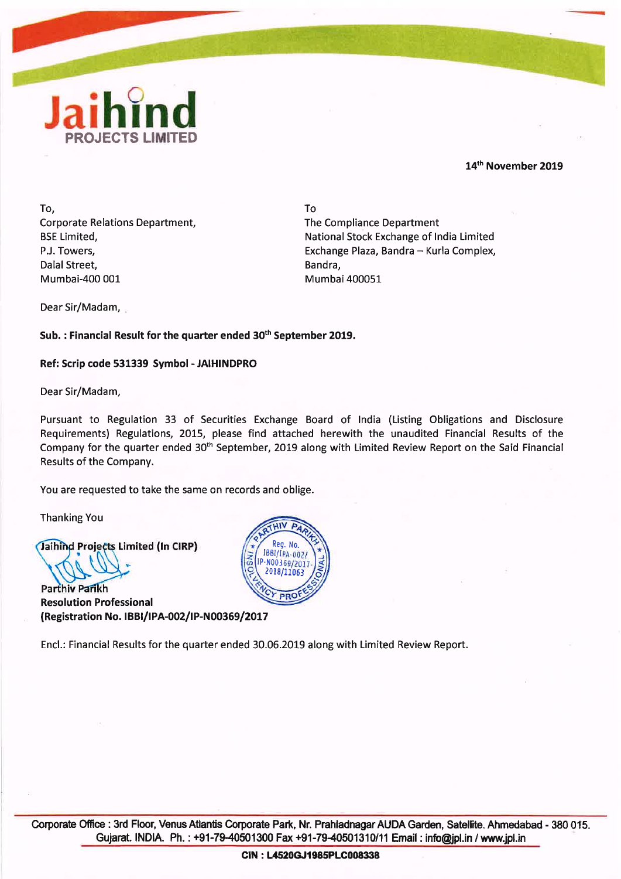# Jaihind
**PROJECTS LIMITED**

**14th November 2019**

To,
Corporate Relations Department,
BSE Limited,
P.J. Towers,
Dalal Street,
Mumbai-400 001

To
The Compliance Department
National Stock Exchange of India Limited
Exchange Plaza, Bandra – Kurla Complex,
Bandra,
Mumbai 400051

Dear Sir/Madam,

**Sub. : Financial Result for the quarter ended 30th September 2019.**

**Ref: Scrip code 531339 Symbol - JAIHINDPRO**

Dear Sir/Madam,

Pursuant to Regulation 33 of Securities Exchange Board of India (Listing Obligations and Disclosure Requirements) Regulations, 2015, please find attached herewith the unaudited Financial Results of the Company for the quarter ended 30th September, 2019 along with Limited Review Report on the Said Financial Results of the Company.

You are requested to take the same on records and oblige.

Thanking You

**Jaihind Projects Limited (In CIRP)**

PARTHIV PARIKH
Reg. No. IBBI/IPA-002/IP-N00369/2017-2018/11063
INSOLVENCY PROFESSIONAL

Parthiv Parikh
**Resolution Professional**
**(Registration No. IBBI/IPA-002/IP-N00369/2017**

Encl.: Financial Results for the quarter ended 30.06.2019 along with Limited Review Report.

Corporate Office : 3rd Floor, Venus Atlantis Corporate Park, Nr. Prahladnagar AUDA Garden, Satellite. Ahmedabad - 380 015. Gujarat. INDIA. Ph. : +91-79-40501300 Fax +91-79-40501310/11 Email : info@jpl.in / www.jpl.in

**CIN : L4520GJ1985PLC008338**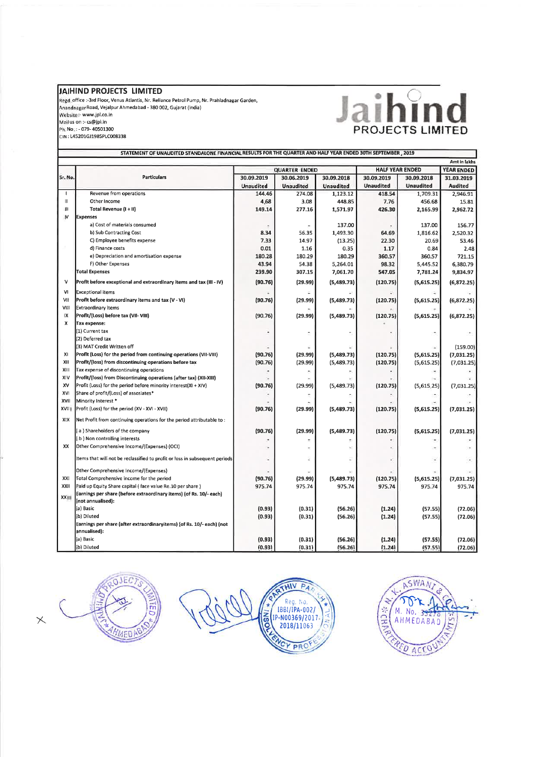## JAIHIND PROJECTS LIMITED

Regd. office :-3rd Floor, Venus Atlantis, Nr. Reliance Petrol Pump, Nr. Prahladnagar Garden, Anandnagar Road, Vejalpur Ahmedabad - 380 002, Gujarat (India)
Website :- www.jpl.co.in
Mail us on :- cs@jpl.in
Ph. No. : - 079- 40501300
CIN : L45201GJ1985PLC008338

**Jaihind PROJECTS LIMITED**

### STATEMENT OF UNAUDITED STANDALONE FINANCIAL RESULTS FOR THE QUARTER AND HALF YEAR ENDED 30TH SEPTEMBER , 2019

Amt in lakhs

| Sr. No. | Particulars | QUARTER ENDED | | | HALF YEAR ENDED | | YEAR ENDED |
|---|---|---|---|---|---|---|---|
| | | 30.09.2019 | 30.06.2019 | 30.09.2018 | 30.09.2019 | 30.09.2018 | 31.03.2019 |
| | | Unaudited | Unaudited | Unaudited | Unaudited | Unaudited | Audited |
| I | Revenue from operations | 144.46 | 274.08 | 1,123.12 | 418.54 | 1,709.31 | 2,946.91 |
| II | Other Income | 4.68 | 3.08 | 448.85 | 7.76 | 456.68 | 15.81 |
| III | Total Revenue (I + II) | 149.14 | 277.16 | 1,571.97 | 426.30 | 2,165.99 | 2,962.72 |
| IV | **Expenses** | | | | | | |
| | a) Cost of materials consumed | - | - | 137.00 | - | 137.00 | 156.77 |
| | b) Sub Contracting Cost | 8.34 | 56.35 | 1,493.30 | 64.69 | 1,816.62 | 2,520.32 |
| | C) Employee benefits expense | 7.33 | 14.97 | (13.25) | 22.30 | 20.69 | 53.46 |
| | d) Finance costs | 0.01 | 1.16 | 0.35 | 1.17 | 0.84 | 2.48 |
| | e) Depreciation and amortisation expense | 180.28 | 180.29 | 180.29 | 360.57 | 360.57 | 721.15 |
| | F) Other Expenses | 43.94 | 54.38 | 5,264.01 | 98.32 | 5,445.52 | 6,380.79 |
| | **Total Expenses** | 239.90 | 307.15 | 7,061.70 | 547.05 | 7,781.24 | 9,834.97 |
| V | **Profit before exceptional and extraordinary items and tax (III - IV)** | (90.76) | (29.99) | (5,489.73) | (120.75) | (5,615.25) | (6,872.25) |
| VI | Exceptional items | - | - | - | - | - | - |
| VII | **Profit before extraordinary items and tax (V - VI)** | (90.76) | (29.99) | (5,489.73) | (120.75) | (5,615.25) | (6,872.25) |
| VIII | Extraordinary items | - | - | - | - | - | - |
| IX | **Profit/(Loss) before tax (VII- VIII)** | (90.76) | (29.99) | (5,489.73) | (120.75) | (5,615.25) | (6,872.25) |
| X | **Tax expense:** | | | | | | |
| | (1) Current tax | - | - | - | - | - | - |
| | (2) Deferred tax | | | | | | |
| | (3) MAT Credit Written off | - | - | - | - | - | (159.00) |
| XI | **Profit (Loss) for the period from continuing operations (VII-VIII)** | (90.76) | (29.99) | (5,489.73) | (120.75) | (5,615.25) | (7,031.25) |
| XII | **Profit/(loss) from discontinuing operations before tax** | (90.76) | (29.99) | (5,489.73) | (120.75) | (5,615.25) | (7,031.25) |
| XIII | Tax expense of discontinuing operations | - | - | - | - | - | - |
| XIV | **Profit/(loss) from Discontinuing operations (after tax) (XII-XIII)** | - | - | - | - | - | - |
| XV | Profit (Loss) for the period before minority interest(XI + XIV) | (90.76) | (29.99) | (5,489.73) | (120.75) | (5,615.25) | (7,031.25) |
| XVI | Share of profit/(Loss) of associates* | - | - | - | - | - | - |
| XVII | Minority Interest * | - | - | - | - | - | - |
| XVIII | Profit (Loss) for the period (XV - XVI - XVII) | (90.76) | (29.99) | (5,489.73) | (120.75) | (5,615.25) | (7,031.25) |
| XIX | Net Profit from continuing operations for the period attributable to : | | | | | | |
| | ( a ) Shareholders of the company | (90.76) | (29.99) | (5,489.73) | (120.75) | (5,615.25) | (7,031.25) |
| | ( b ) Non controlling interests | - | - | - | - | - | - |
| XX | Other Comprehensive Income/(Expenses) (OCI) | - | - | - | - | - | - |
| | Items that will not be reclassified to profit or loss in subsequent periods | - | - | - | - | - | - |
| | Other Comprehensive Income/(Expenses) | - | - | - | - | - | - |
| XXI | Total Comprehensive income for the period | (90.76) | (29.99) | (5,489.73) | (120.75) | (5,615.25) | (7,031.25) |
| XXII | Paid up Equity Share capital ( face value Re.10 per share ) | 975.74 | 975.74 | 975.74 | 975.74 | 975.74 | 975.74 |
| XXIII | Earnings per share (before extraordinary items) (of Rs. 10/- each) (not annualised): | | | | | | |
| | (a) Basic | (0.93) | (0.31) | (56.26) | (1.24) | (57.55) | (72.06) |
| | (b) Diluted | (0.93) | (0.31) | (56.26) | (1.24) | (57.55) | (72.06) |
| | Earnings per share (after extraordinaryitems) (of Rs. 10/- each) (not annualised): | | | | | | |
| | (a) Basic | (0.93) | (0.31) | (56.26) | (1.24) | (57.55) | (72.06) |
| | (b) Diluted | (0.93) | (0.31) | (56.26) | (1.24) | (57.55) | (72.06) |

JAIHIND PROJECTS LIMITED AHMEDABAD

PARTHIV PARIKH Reg. No. IBBI/IPA-002/IP-N00369/2017-2018/11063 INSOLVENCY PROFESSIONAL

N. K. ASWANI & CO. M. No. 33278 AHMEDABAD CHARTERED ACCOUNTANTS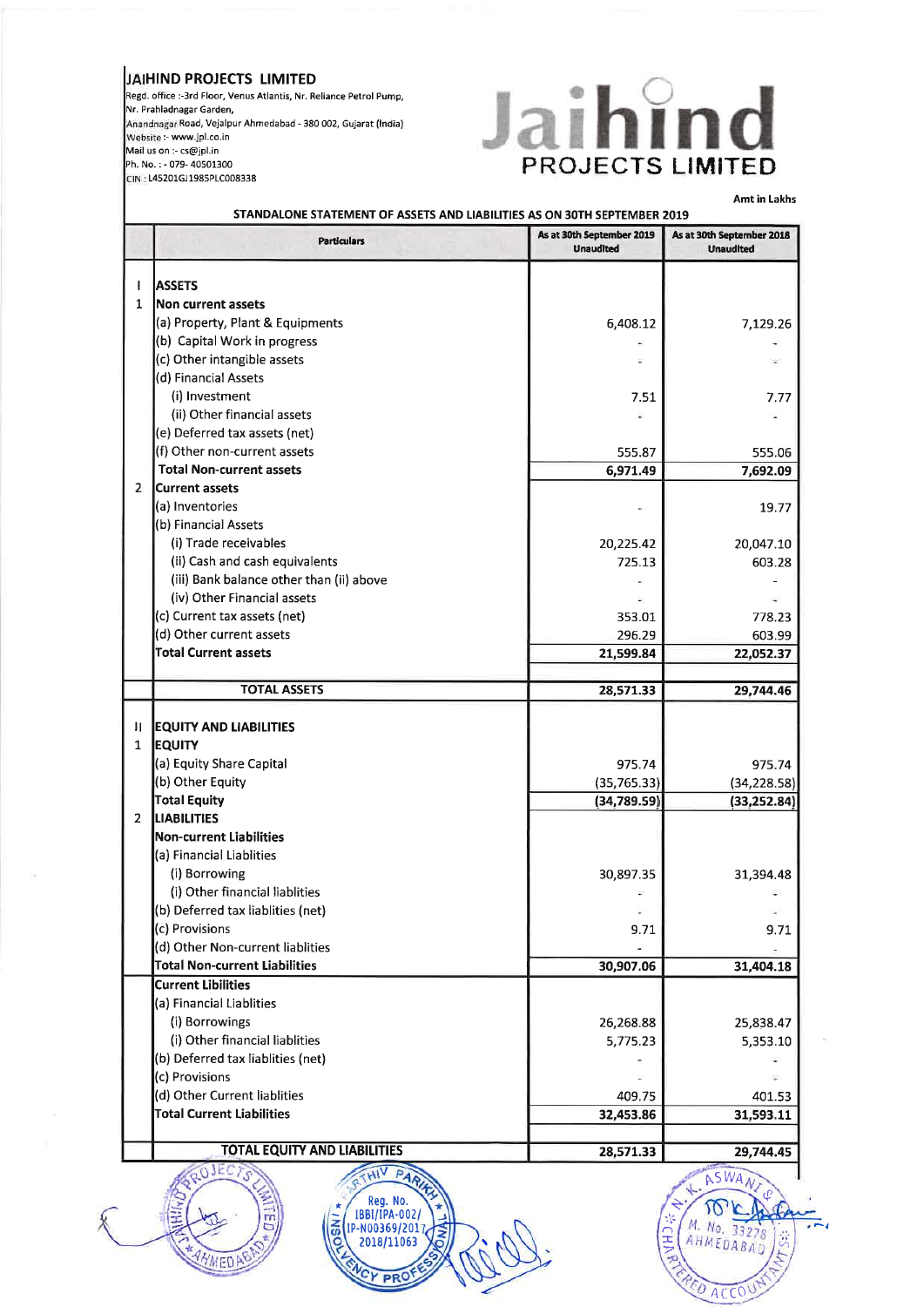# JAIHIND PROJECTS LIMITED

Regd. office :-3rd Floor, Venus Atlantis, Nr. Reliance Petrol Pump,
Nr. Prahladnagar Garden,
Anandnagar Road, Vejalpur Ahmedabad - 380 002, Gujarat (India)
Website :- www.jpl.co.in
Mail us on :- cs@jpl.in
Ph. No. : - 079- 40501300
CIN : L45201GJ1985PLC008338

Jaihind PROJECTS LIMITED

Amt in Lakhs

## STANDALONE STATEMENT OF ASSETS AND LIABILITIES AS ON 30TH SEPTEMBER 2019

| | Particulars | As at 30th September 2019 Unaudited | As at 30th September 2018 Unaudited |
|---|---|---|---|
| I | **ASSETS** | | |
| 1 | **Non current assets** | | |
| | (a) Property, Plant & Equipments | 6,408.12 | 7,129.26 |
| | (b) Capital Work in progress | - | - |
| | (c) Other intangible assets | - | - |
| | (d) Financial Assets | | |
| | (i) Investment | 7.51 | 7.77 |
| | (ii) Other financial assets | - | - |
| | (e) Deferred tax assets (net) | | |
| | (f) Other non-current assets | 555.87 | 555.06 |
| | **Total Non-current assets** | **6,971.49** | **7,692.09** |
| 2 | **Current assets** | | |
| | (a) Inventories | - | 19.77 |
| | (b) Financial Assets | | |
| | (i) Trade receivables | 20,225.42 | 20,047.10 |
| | (ii) Cash and cash equivalents | 725.13 | 603.28 |
| | (iii) Bank balance other than (ii) above | - | - |
| | (iv) Other Financial assets | - | - |
| | (c) Current tax assets (net) | 353.01 | 778.23 |
| | (d) Other current assets | 296.29 | 603.99 |
| | **Total Current assets** | **21,599.84** | **22,052.37** |
| | **TOTAL ASSETS** | **28,571.33** | **29,744.46** |
| II | **EQUITY AND LIABILITIES** | | |
| 1 | **EQUITY** | | |
| | (a) Equity Share Capital | 975.74 | 975.74 |
| | (b) Other Equity | (35,765.33) | (34,228.58) |
| | **Total Equity** | **(34,789.59)** | **(33,252.84)** |
| 2 | **LIABILITIES** | | |
| | **Non-current Liabilities** | | |
| | (a) Financial Liablities | | |
| | (i) Borrowing | 30,897.35 | 31,394.48 |
| | (i) Other financial liablities | - | - |
| | (b) Deferred tax liablities (net) | - | - |
| | (c) Provisions | 9.71 | 9.71 |
| | (d) Other Non-current liablities | - | - |
| | **Total Non-current Liabilities** | **30,907.06** | **31,404.18** |
| | **Current Lilbilities** | | |
| | (a) Financial Liablities | | |
| | (i) Borrowings | 26,268.88 | 25,838.47 |
| | (i) Other financial liablities | 5,775.23 | 5,353.10 |
| | (b) Deferred tax liablities (net) | - | - |
| | (c) Provisions | - | - |
| | (d) Other Current liablities | 409.75 | 401.53 |
| | **Total Current Liabilities** | **32,453.86** | **31,593.11** |
| | **TOTAL EQUITY AND LIABILITIES** | **28,571.33** | **29,744.45** |

JAIHIND PROJECTS LIMITED AHMEDABAD

ARTHIV PARIKH Reg. No. IBBI/IPA-002/IP-N00369/2017-2018/11063 INSOLVENCY PROFESSIONAL

N. K. ASWANI & CO. M. No. 33278 AHMEDABAD CHARTERED ACCOUNTANTS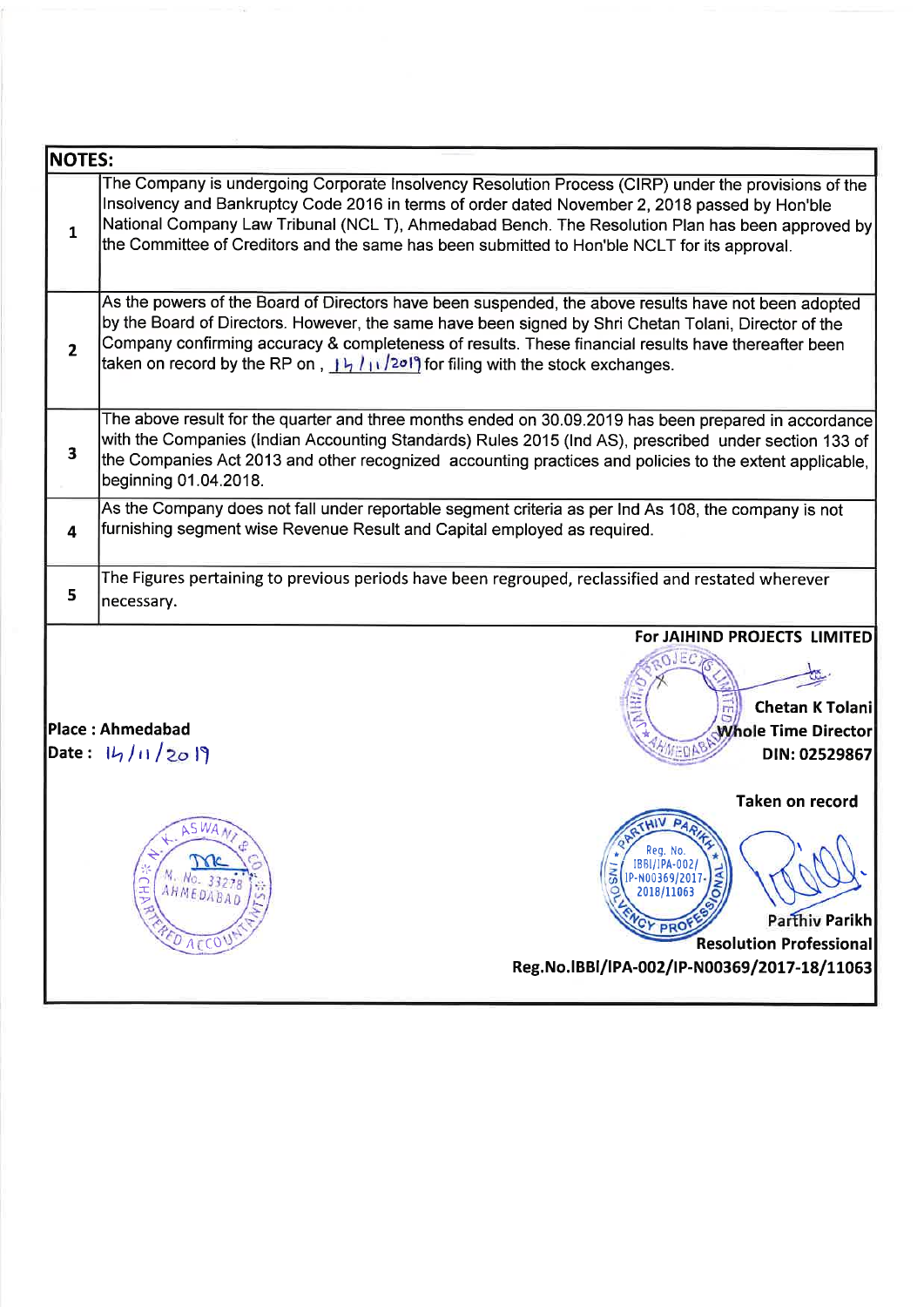| NOTES: | |
|---|---|
| 1 | The Company is undergoing Corporate Insolvency Resolution Process (CIRP) under the provisions of the Insolvency and Bankruptcy Code 2016 in terms of order dated November 2, 2018 passed by Hon'ble National Company Law Tribunal (NCL T), Ahmedabad Bench. The Resolution Plan has been approved by the Committee of Creditors and the same has been submitted to Hon'ble NCLT for its approval. |
| 2 | As the powers of the Board of Directors have been suspended, the above results have not been adopted by the Board of Directors. However, the same have been signed by Shri Chetan Tolani, Director of the Company confirming accuracy & completeness of results. These financial results have thereafter been taken on record by the RP on , 14/11/2019 for filing with the stock exchanges. |
| 3 | The above result for the quarter and three months ended on 30.09.2019 has been prepared in accordance with the Companies (Indian Accounting Standards) Rules 2015 (Ind AS), prescribed under section 133 of the Companies Act 2013 and other recognized accounting practices and policies to the extent applicable, beginning 01.04.2018. |
| 4 | As the Company does not fall under reportable segment criteria as per Ind As 108, the company is not furnishing segment wise Revenue Result and Capital employed as required. |
| 5 | The Figures pertaining to previous periods have been regrouped, reclassified and restated wherever necessary. |

**For JAIHIND PROJECTS LIMITED**

**Chetan K Tolani**
**Whole Time Director**
**DIN: 02529867**

**Place : Ahmedabad**
**Date :** 14/11/2019

**Taken on record**

**Parthiv Parikh**
**Resolution Professional**
**Reg.No.IBBI/IPA-002/IP-N00369/2017-18/11063**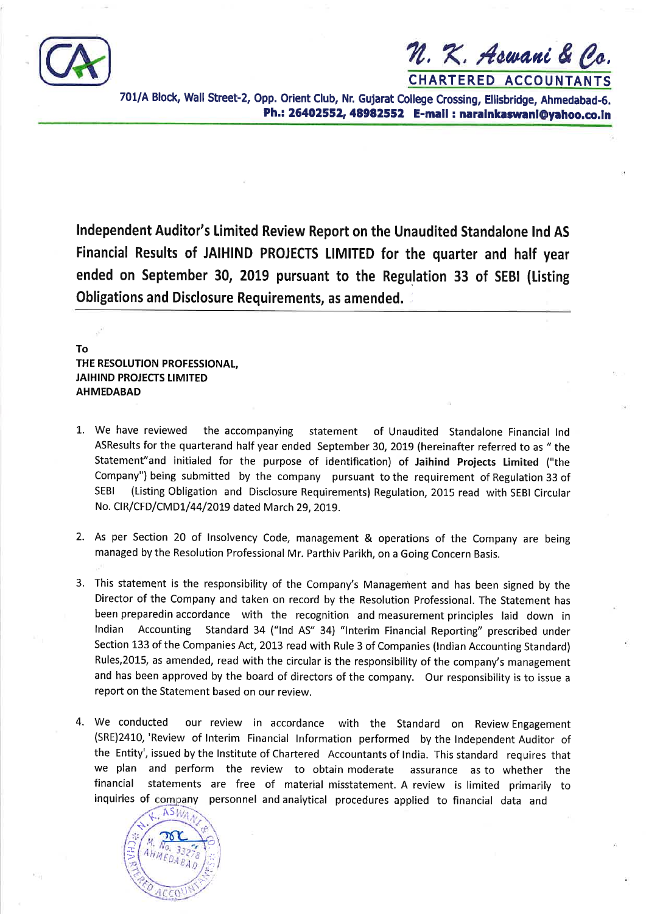N. K. Aswani & Co.
CHARTERED ACCOUNTANTS
701/A Block, Wall Street-2, Opp. Orient Club, Nr. Gujarat College Crossing, Ellisbridge, Ahmedabad-6.
**Ph.: 26402552, 48982552 E-mail : narainkaswani@yahoo.co.in**

# Independent Auditor's Limited Review Report on the Unaudited Standalone Ind AS Financial Results of JAIHIND PROJECTS LIMITED for the quarter and half year ended on September 30, 2019 pursuant to the Regulation 33 of SEBI (Listing Obligations and Disclosure Requirements, as amended.

**To**
**THE RESOLUTION PROFESSIONAL,**
**JAIHIND PROJECTS LIMITED**
**AHMEDABAD**

1. We have reviewed the accompanying statement of Unaudited Standalone Financial Ind ASResults for the quarterand half year ended September 30, 2019 (hereinafter referred to as " the Statement"and initialed for the purpose of identification) of **Jaihind Projects Limited** ("the Company") being submitted by the company pursuant to the requirement of Regulation 33 of SEBI (Listing Obligation and Disclosure Requirements) Regulation, 2015 read with SEBI Circular No. CIR/CFD/CMD1/44/2019 dated March 29, 2019.

2. As per Section 20 of Insolvency Code, management & operations of the Company are being managed by the Resolution Professional Mr. Parthiv Parikh, on a Going Concern Basis.

3. This statement is the responsibility of the Company's Management and has been signed by the Director of the Company and taken on record by the Resolution Professional. The Statement has been preparedin accordance with the recognition and measurement principles laid down in Indian Accounting Standard 34 ("Ind AS" 34) "Interim Financial Reporting" prescribed under Section 133 of the Companies Act, 2013 read with Rule 3 of Companies (Indian Accounting Standard) Rules,2015, as amended, read with the circular is the responsibility of the company's management and has been approved by the board of directors of the company. Our responsibility is to issue a report on the Statement based on our review.

4. We conducted our review in accordance with the Standard on Review Engagement (SRE)2410, 'Review of Interim Financial Information performed by the Independent Auditor of the Entity', issued by the Institute of Chartered Accountants of India. This standard requires that we plan and perform the review to obtain moderate assurance as to whether the financial statements are free of material misstatement. A review is limited primarily to inquiries of company personnel and analytical procedures applied to financial data and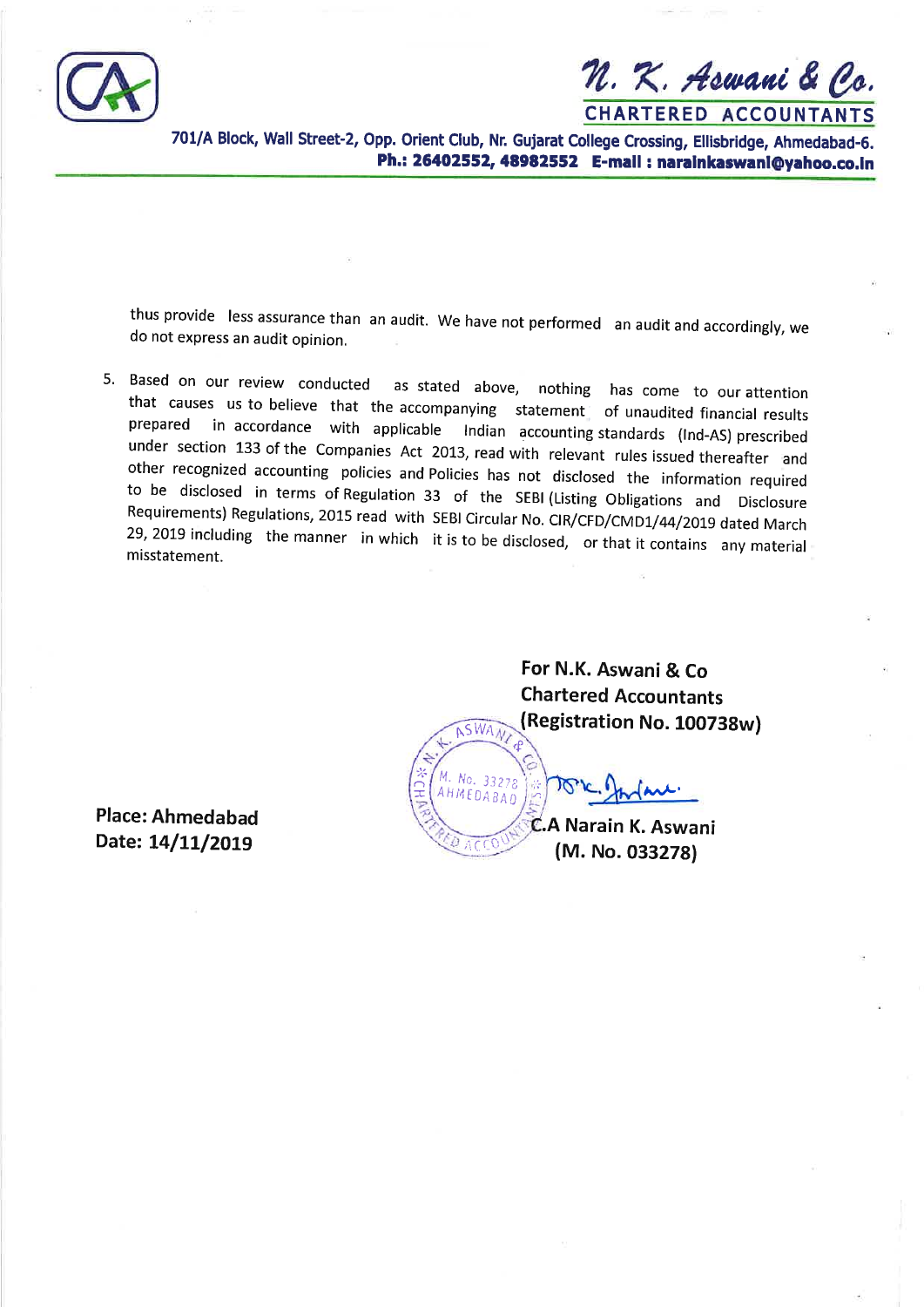thus provide less assurance than an audit. We have not performed an audit and accordingly, we do not express an audit opinion.

5. Based on our review conducted as stated above, nothing has come to our attention that causes us to believe that the accompanying statement of unaudited financial results prepared in accordance with applicable Indian accounting standards (Ind-AS) prescribed under section 133 of the Companies Act 2013, read with relevant rules issued thereafter and other recognized accounting policies and Policies has not disclosed the information required to be disclosed in terms of Regulation 33 of the SEBI (Listing Obligations and Disclosure Requirements) Regulations, 2015 read with SEBI Circular No. CIR/CFD/CMD1/44/2019 dated March 29, 2019 including the manner in which it is to be disclosed, or that it contains any material misstatement.

**For N.K. Aswani & Co**
**Chartered Accountants**
**(Registration No. 100738w)**

**C.A Narain K. Aswani**
**(M. No. 033278)**

**Place: Ahmedabad**
**Date: 14/11/2019**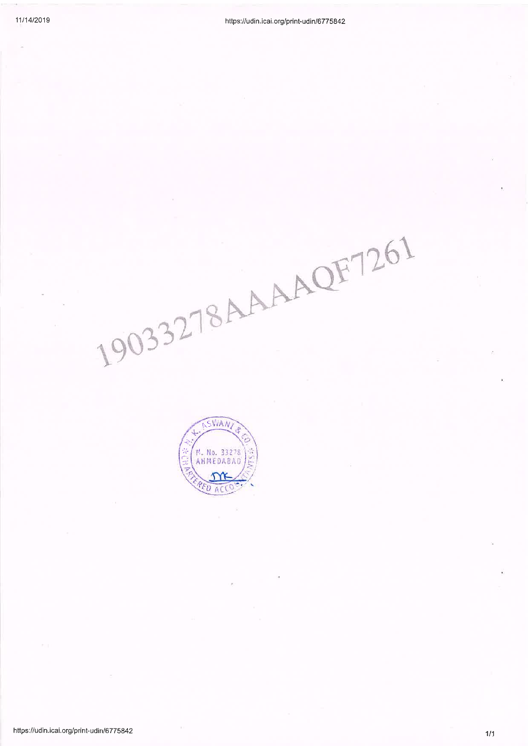19033278AAAAQF7261

M. No. 33278
AHMEDABAD